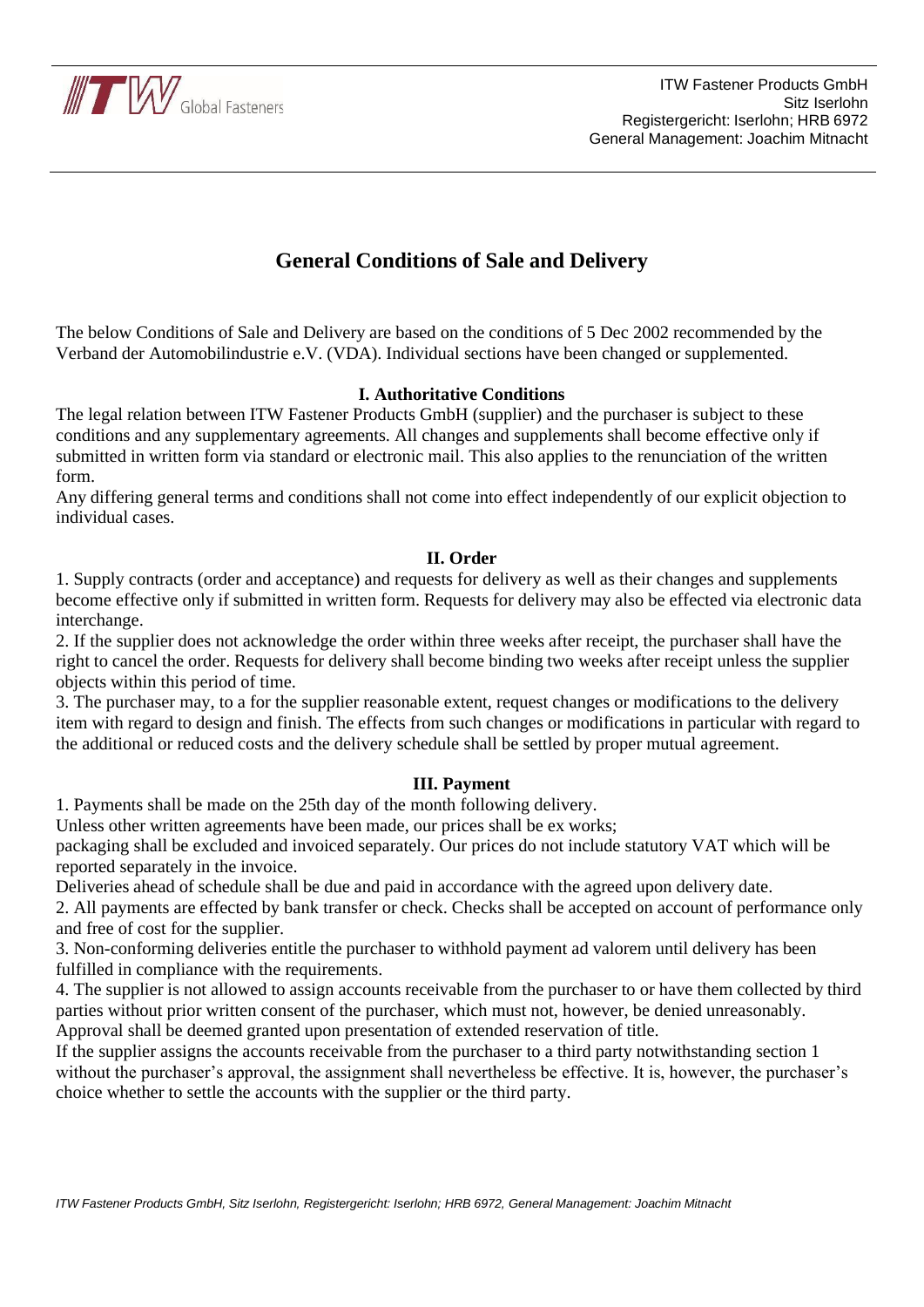# General Conditions of Sale and Delivery

The below Conditions of Sale and Delivery are based on the conditions of 5 Dec 2002 recommended by the Verband der Automobilindustrie e.V. (VDA). Individual sections have been changed or supplemented.

## I. Authoritative Conditions

The legal relation between ITW Fastener Products GmbH (supplier) and the purchaser is subject to these conditions and any supplementary agreements. All changes and supplements shall become effective only if submitted in written form via standard or electronic mail. This also applies to the renunciation of the written form.

Any differing general terms and conditions shall not come into effect independently of our explicit objection to individual cases.

## II. Order

1. Supply contracts (order and acceptance) and requests for delivery as well as their changes and supplements become effective only if submitted in written form. Requests for delivery may also be effected via electronic data interchange.
2. If the supplier does not acknowledge the order within three weeks after receipt, the purchaser shall have the right to cancel the order. Requests for delivery shall become binding two weeks after receipt unless the supplier objects within this period of time.
3. The purchaser may, to a for the supplier reasonable extent, request changes or modifications to the delivery item with regard to design and finish. The effects from such changes or modifications in particular with regard to the additional or reduced costs and the delivery schedule shall be settled by proper mutual agreement.

## III. Payment

1. Payments shall be made on the 25th day of the month following delivery.
Unless other written agreements have been made, our prices shall be ex works;
packaging shall be excluded and invoiced separately. Our prices do not include statutory VAT which will be reported separately in the invoice.
Deliveries ahead of schedule shall be due and paid in accordance with the agreed upon delivery date.
2. All payments are effected by bank transfer or check. Checks shall be accepted on account of performance only and free of cost for the supplier.
3. Non-conforming deliveries entitle the purchaser to withhold payment ad valorem until delivery has been fulfilled in compliance with the requirements.
4. The supplier is not allowed to assign accounts receivable from the purchaser to or have them collected by third parties without prior written consent of the purchaser, which must not, however, be denied unreasonably. Approval shall be deemed granted upon presentation of extended reservation of title.
If the supplier assigns the accounts receivable from the purchaser to a third party notwithstanding section 1 without the purchaser's approval, the assignment shall nevertheless be effective. It is, however, the purchaser's choice whether to settle the accounts with the supplier or the third party.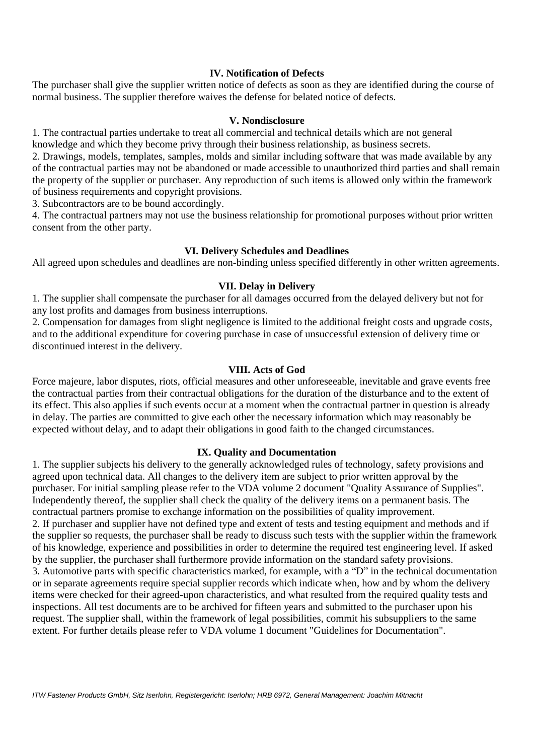### IV. Notification of Defects

The purchaser shall give the supplier written notice of defects as soon as they are identified during the course of normal business. The supplier therefore waives the defense for belated notice of defects.

### V. Nondisclosure

1. The contractual parties undertake to treat all commercial and technical details which are not general knowledge and which they become privy through their business relationship, as business secrets.
2. Drawings, models, templates, samples, molds and similar including software that was made available by any of the contractual parties may not be abandoned or made accessible to unauthorized third parties and shall remain the property of the supplier or purchaser. Any reproduction of such items is allowed only within the framework of business requirements and copyright provisions.
3. Subcontractors are to be bound accordingly.
4. The contractual partners may not use the business relationship for promotional purposes without prior written consent from the other party.

### VI. Delivery Schedules and Deadlines

All agreed upon schedules and deadlines are non-binding unless specified differently in other written agreements.

### VII. Delay in Delivery

1. The supplier shall compensate the purchaser for all damages occurred from the delayed delivery but not for any lost profits and damages from business interruptions.
2. Compensation for damages from slight negligence is limited to the additional freight costs and upgrade costs, and to the additional expenditure for covering purchase in case of unsuccessful extension of delivery time or discontinued interest in the delivery.

### VIII. Acts of God

Force majeure, labor disputes, riots, official measures and other unforeseeable, inevitable and grave events free the contractual parties from their contractual obligations for the duration of the disturbance and to the extent of its effect. This also applies if such events occur at a moment when the contractual partner in question is already in delay. The parties are committed to give each other the necessary information which may reasonably be expected without delay, and to adapt their obligations in good faith to the changed circumstances.

### IX. Quality and Documentation

1. The supplier subjects his delivery to the generally acknowledged rules of technology, safety provisions and agreed upon technical data. All changes to the delivery item are subject to prior written approval by the purchaser. For initial sampling please refer to the VDA volume 2 document "Quality Assurance of Supplies". Independently thereof, the supplier shall check the quality of the delivery items on a permanent basis. The contractual partners promise to exchange information on the possibilities of quality improvement.
2. If purchaser and supplier have not defined type and extent of tests and testing equipment and methods and if the supplier so requests, the purchaser shall be ready to discuss such tests with the supplier within the framework of his knowledge, experience and possibilities in order to determine the required test engineering level. If asked by the supplier, the purchaser shall furthermore provide information on the standard safety provisions.
3. Automotive parts with specific characteristics marked, for example, with a "D" in the technical documentation or in separate agreements require special supplier records which indicate when, how and by whom the delivery items were checked for their agreed-upon characteristics, and what resulted from the required quality tests and inspections. All test documents are to be archived for fifteen years and submitted to the purchaser upon his request. The supplier shall, within the framework of legal possibilities, commit his subsuppliers to the same extent. For further details please refer to VDA volume 1 document "Guidelines for Documentation".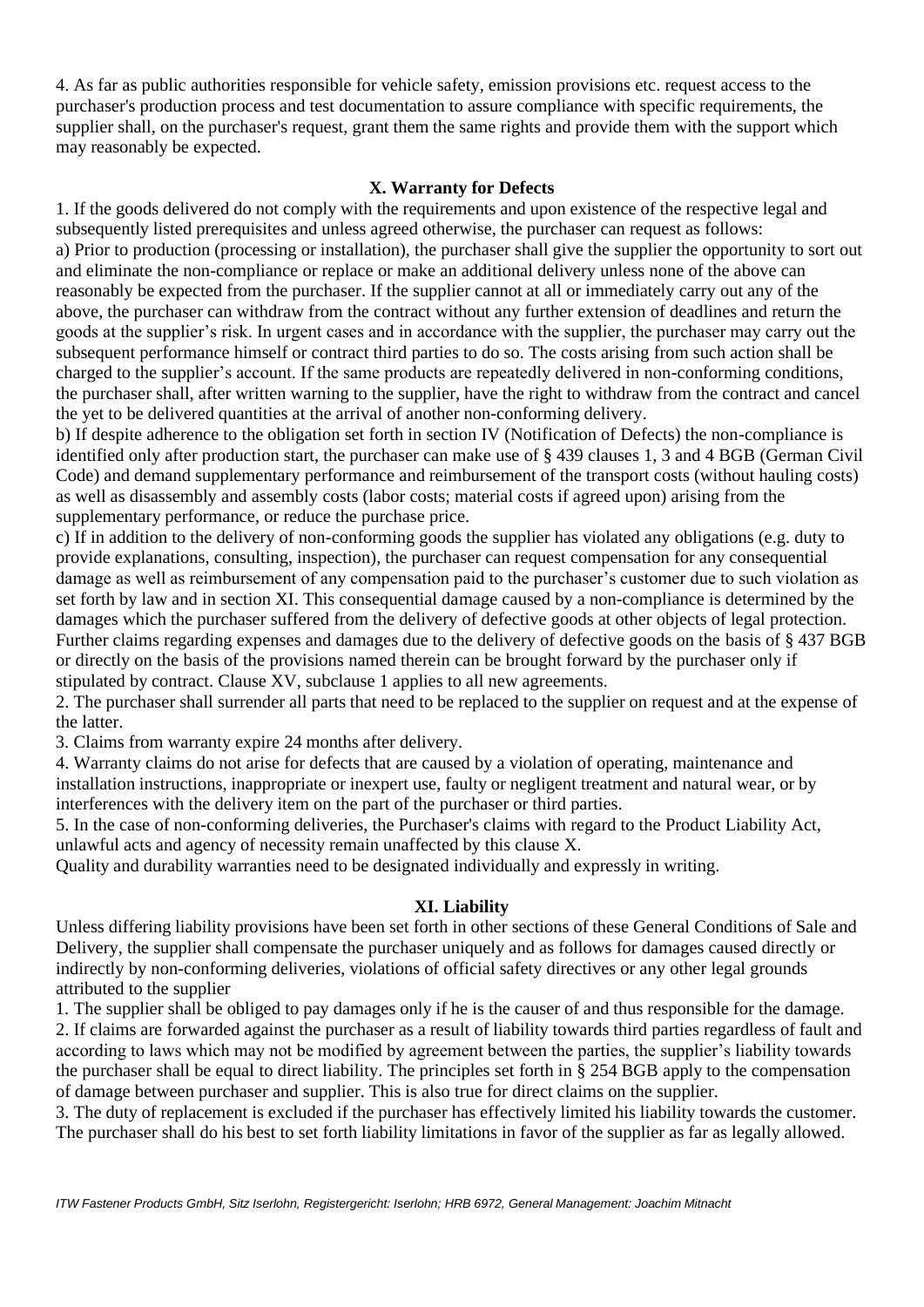4. As far as public authorities responsible for vehicle safety, emission provisions etc. request access to the purchaser's production process and test documentation to assure compliance with specific requirements, the supplier shall, on the purchaser's request, grant them the same rights and provide them with the support which may reasonably be expected.

## X. Warranty for Defects

1. If the goods delivered do not comply with the requirements and upon existence of the respective legal and subsequently listed prerequisites and unless agreed otherwise, the purchaser can request as follows:
a) Prior to production (processing or installation), the purchaser shall give the supplier the opportunity to sort out and eliminate the non-compliance or replace or make an additional delivery unless none of the above can reasonably be expected from the purchaser. If the supplier cannot at all or immediately carry out any of the above, the purchaser can withdraw from the contract without any further extension of deadlines and return the goods at the supplier's risk. In urgent cases and in accordance with the supplier, the purchaser may carry out the subsequent performance himself or contract third parties to do so. The costs arising from such action shall be charged to the supplier's account. If the same products are repeatedly delivered in non-conforming conditions, the purchaser shall, after written warning to the supplier, have the right to withdraw from the contract and cancel the yet to be delivered quantities at the arrival of another non-conforming delivery.
b) If despite adherence to the obligation set forth in section IV (Notification of Defects) the non-compliance is identified only after production start, the purchaser can make use of § 439 clauses 1, 3 and 4 BGB (German Civil Code) and demand supplementary performance and reimbursement of the transport costs (without hauling costs) as well as disassembly and assembly costs (labor costs; material costs if agreed upon) arising from the supplementary performance, or reduce the purchase price.
c) If in addition to the delivery of non-conforming goods the supplier has violated any obligations (e.g. duty to provide explanations, consulting, inspection), the purchaser can request compensation for any consequential damage as well as reimbursement of any compensation paid to the purchaser's customer due to such violation as set forth by law and in section XI. This consequential damage caused by a non-compliance is determined by the damages which the purchaser suffered from the delivery of defective goods at other objects of legal protection. Further claims regarding expenses and damages due to the delivery of defective goods on the basis of § 437 BGB or directly on the basis of the provisions named therein can be brought forward by the purchaser only if stipulated by contract. Clause XV, subclause 1 applies to all new agreements.
2. The purchaser shall surrender all parts that need to be replaced to the supplier on request and at the expense of the latter.
3. Claims from warranty expire 24 months after delivery.
4. Warranty claims do not arise for defects that are caused by a violation of operating, maintenance and installation instructions, inappropriate or inexpert use, faulty or negligent treatment and natural wear, or by interferences with the delivery item on the part of the purchaser or third parties.
5. In the case of non-conforming deliveries, the Purchaser's claims with regard to the Product Liability Act, unlawful acts and agency of necessity remain unaffected by this clause X.
Quality and durability warranties need to be designated individually and expressly in writing.

## XI. Liability

Unless differing liability provisions have been set forth in other sections of these General Conditions of Sale and Delivery, the supplier shall compensate the purchaser uniquely and as follows for damages caused directly or indirectly by non-conforming deliveries, violations of official safety directives or any other legal grounds attributed to the supplier

1. The supplier shall be obliged to pay damages only if he is the causer of and thus responsible for the damage.
2. If claims are forwarded against the purchaser as a result of liability towards third parties regardless of fault and according to laws which may not be modified by agreement between the parties, the supplier's liability towards the purchaser shall be equal to direct liability. The principles set forth in § 254 BGB apply to the compensation of damage between purchaser and supplier. This is also true for direct claims on the supplier.
3. The duty of replacement is excluded if the purchaser has effectively limited his liability towards the customer. The purchaser shall do his best to set forth liability limitations in favor of the supplier as far as legally allowed.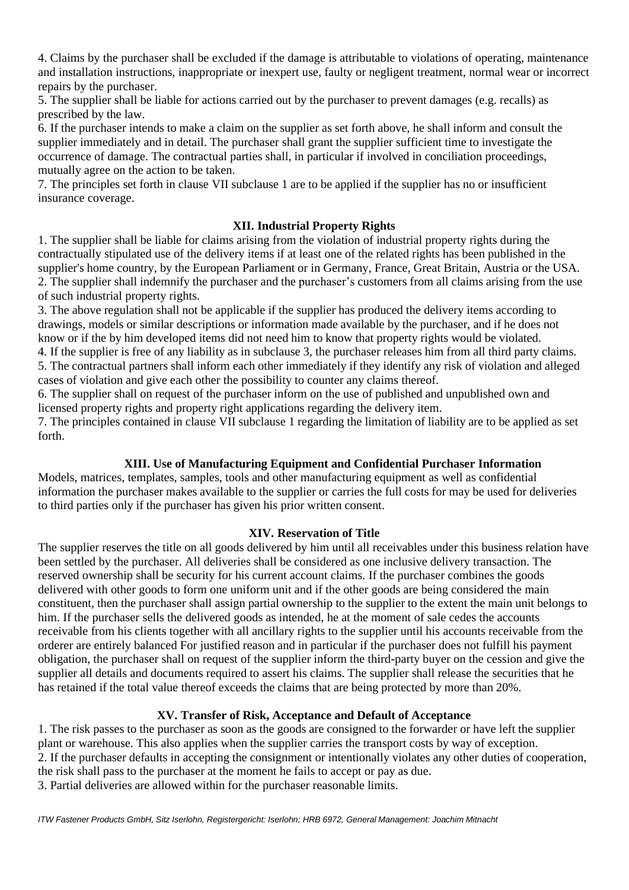4. Claims by the purchaser shall be excluded if the damage is attributable to violations of operating, maintenance and installation instructions, inappropriate or inexpert use, faulty or negligent treatment, normal wear or incorrect repairs by the purchaser.
5. The supplier shall be liable for actions carried out by the purchaser to prevent damages (e.g. recalls) as prescribed by the law.
6. If the purchaser intends to make a claim on the supplier as set forth above, he shall inform and consult the supplier immediately and in detail. The purchaser shall grant the supplier sufficient time to investigate the occurrence of damage. The contractual parties shall, in particular if involved in conciliation proceedings, mutually agree on the action to be taken.
7. The principles set forth in clause VII subclause 1 are to be applied if the supplier has no or insufficient insurance coverage.

## XII. Industrial Property Rights

1. The supplier shall be liable for claims arising from the violation of industrial property rights during the contractually stipulated use of the delivery items if at least one of the related rights has been published in the supplier's home country, by the European Parliament or in Germany, France, Great Britain, Austria or the USA.
2. The supplier shall indemnify the purchaser and the purchaser's customers from all claims arising from the use of such industrial property rights.
3. The above regulation shall not be applicable if the supplier has produced the delivery items according to drawings, models or similar descriptions or information made available by the purchaser, and if he does not know or if the by him developed items did not need him to know that property rights would be violated.
4. If the supplier is free of any liability as in subclause 3, the purchaser releases him from all third party claims.
5. The contractual partners shall inform each other immediately if they identify any risk of violation and alleged cases of violation and give each other the possibility to counter any claims thereof.
6. The supplier shall on request of the purchaser inform on the use of published and unpublished own and licensed property rights and property right applications regarding the delivery item.
7. The principles contained in clause VII subclause 1 regarding the limitation of liability are to be applied as set forth.

## XIII. Use of Manufacturing Equipment and Confidential Purchaser Information

Models, matrices, templates, samples, tools and other manufacturing equipment as well as confidential information the purchaser makes available to the supplier or carries the full costs for may be used for deliveries to third parties only if the purchaser has given his prior written consent.

## XIV. Reservation of Title

The supplier reserves the title on all goods delivered by him until all receivables under this business relation have been settled by the purchaser. All deliveries shall be considered as one inclusive delivery transaction. The reserved ownership shall be security for his current account claims. If the purchaser combines the goods delivered with other goods to form one uniform unit and if the other goods are being considered the main constituent, then the purchaser shall assign partial ownership to the supplier to the extent the main unit belongs to him. If the purchaser sells the delivered goods as intended, he at the moment of sale cedes the accounts receivable from his clients together with all ancillary rights to the supplier until his accounts receivable from the orderer are entirely balanced For justified reason and in particular if the purchaser does not fulfill his payment obligation, the purchaser shall on request of the supplier inform the third-party buyer on the cession and give the supplier all details and documents required to assert his claims. The supplier shall release the securities that he has retained if the total value thereof exceeds the claims that are being protected by more than 20%.

## XV. Transfer of Risk, Acceptance and Default of Acceptance

1. The risk passes to the purchaser as soon as the goods are consigned to the forwarder or have left the supplier plant or warehouse. This also applies when the supplier carries the transport costs by way of exception.
2. If the purchaser defaults in accepting the consignment or intentionally violates any other duties of cooperation, the risk shall pass to the purchaser at the moment he fails to accept or pay as due.
3. Partial deliveries are allowed within for the purchaser reasonable limits.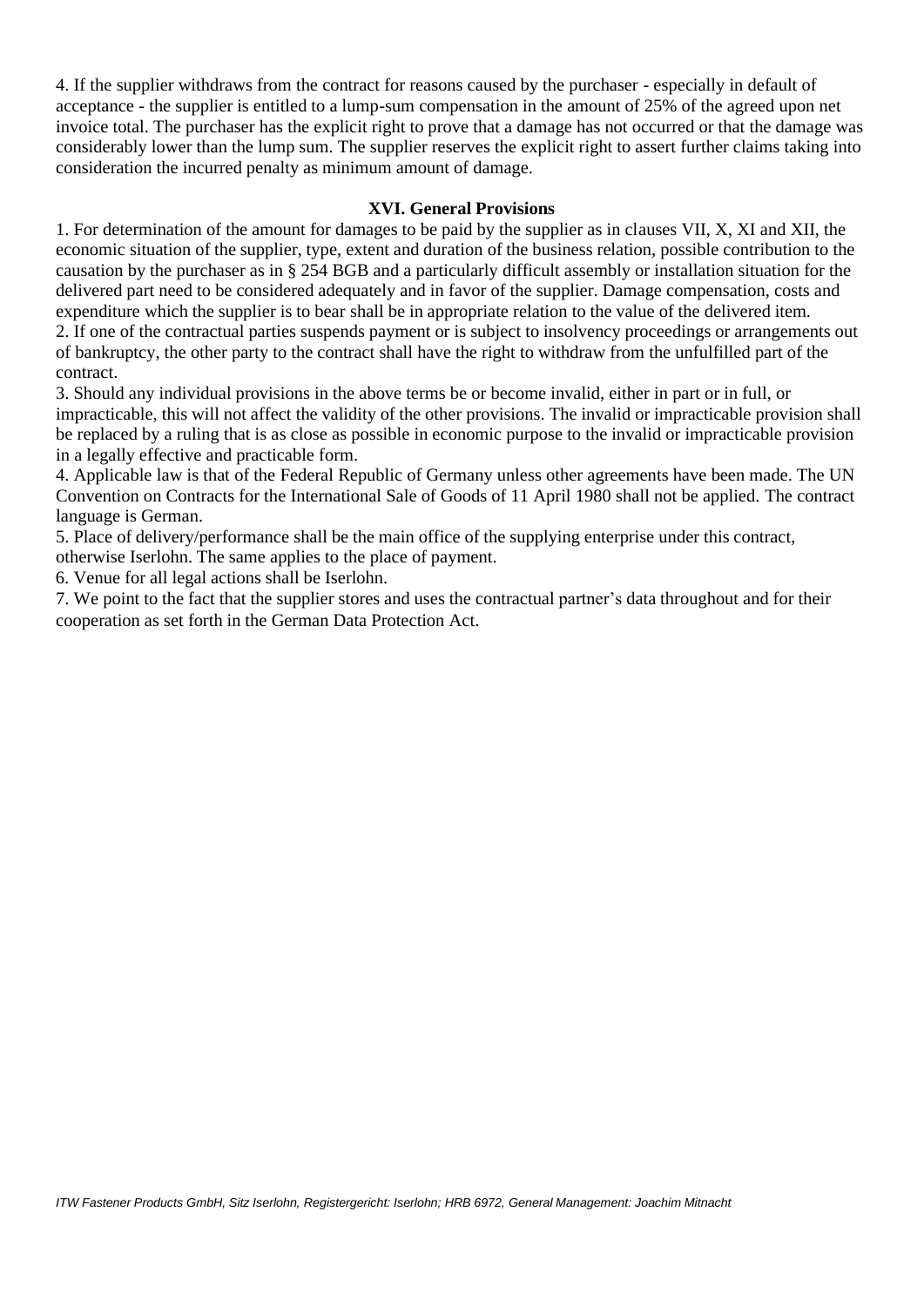4. If the supplier withdraws from the contract for reasons caused by the purchaser - especially in default of acceptance - the supplier is entitled to a lump-sum compensation in the amount of 25% of the agreed upon net invoice total. The purchaser has the explicit right to prove that a damage has not occurred or that the damage was considerably lower than the lump sum. The supplier reserves the explicit right to assert further claims taking into consideration the incurred penalty as minimum amount of damage.

## XVI. General Provisions

1. For determination of the amount for damages to be paid by the supplier as in clauses VII, X, XI and XII, the economic situation of the supplier, type, extent and duration of the business relation, possible contribution to the causation by the purchaser as in § 254 BGB and a particularly difficult assembly or installation situation for the delivered part need to be considered adequately and in favor of the supplier. Damage compensation, costs and expenditure which the supplier is to bear shall be in appropriate relation to the value of the delivered item.
2. If one of the contractual parties suspends payment or is subject to insolvency proceedings or arrangements out of bankruptcy, the other party to the contract shall have the right to withdraw from the unfulfilled part of the contract.
3. Should any individual provisions in the above terms be or become invalid, either in part or in full, or impracticable, this will not affect the validity of the other provisions. The invalid or impracticable provision shall be replaced by a ruling that is as close as possible in economic purpose to the invalid or impracticable provision in a legally effective and practicable form.
4. Applicable law is that of the Federal Republic of Germany unless other agreements have been made. The UN Convention on Contracts for the International Sale of Goods of 11 April 1980 shall not be applied. The contract language is German.
5. Place of delivery/performance shall be the main office of the supplying enterprise under this contract, otherwise Iserlohn. The same applies to the place of payment.
6. Venue for all legal actions shall be Iserlohn.
7. We point to the fact that the supplier stores and uses the contractual partner's data throughout and for their cooperation as set forth in the German Data Protection Act.

*ITW Fastener Products GmbH, Sitz Iserlohn, Registergericht: Iserlohn; HRB 6972, General Management: Joachim Mitnacht*